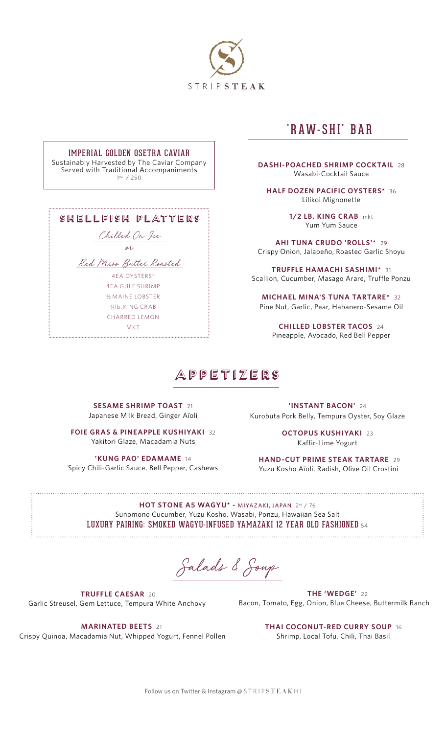# STRIPSTEAK

## IMPERIAL GOLDEN OSETRA CAVIAR

Sustainably Harvested by The Caviar Company
Served with Traditional Accompaniments
1oz / 250

## SHELLFISH PLATTERS

*Chilled On Ice*

*or*

*Red Miso Butter Roasted*

4EA OYSTERS*
4EA GULF SHRIMP
½ MAINE LOBSTER
¼lb. KING CRAB
CHARRED LEMON
MKT

## 'RAW-SHI' BAR

**DASHI-POACHED SHRIMP COCKTAIL** 28
Wasabi-Cocktail Sauce

**HALF DOZEN PACIFIC OYSTERS*** 36
Lilikoi Mignonette

**1/2 LB. KING CRAB** mkt
Yum Yum Sauce

**AHI TUNA CRUDO 'ROLLS'*** 29
Crispy Onion, Jalapeño, Roasted Garlic Shoyu

**TRUFFLE HAMACHI SASHIMI*** 31
Scallion, Cucumber, Masago Arare, Truffle Ponzu

**MICHAEL MINA'S TUNA TARTARE*** 32
Pine Nut, Garlic, Pear, Habanero-Sesame Oil

**CHILLED LOBSTER TACOS** 24
Pineapple, Avocado, Red Bell Pepper

## APPETIZERS

**SESAME SHRIMP TOAST** 21
Japanese Milk Bread, Ginger Aïoli

**FOIE GRAS & PINEAPPLE KUSHIYAKI** 32
Yakitori Glaze, Macadamia Nuts

**'KUNG PAO' EDAMAME** 14
Spicy Chili-Garlic Sauce, Bell Pepper, Cashews

**'INSTANT BACON'** 24
Kurobuta Pork Belly, Tempura Oyster, Soy Glaze

**OCTOPUS KUSHIYAKI** 23
Kaffir-Lime Yogurt

**HAND-CUT PRIME STEAK TARTARE** 29
Yuzu Kosho Aïoli, Radish, Olive Oil Crostini

**HOT STONE A5 WAGYU* -** MIYAZAKI, JAPAN 2oz / 76
Sunomono Cucumber, Yuzu Kosho, Wasabi, Ponzu, Hawaiian Sea Salt
LUXURY PAIRING: SMOKED WAGYU-INFUSED YAMAZAKI 12 YEAR OLD FASHIONED 54

## *Salads & Soup*

**TRUFFLE CAESAR** 20
Garlic Streusel, Gem Lettuce, Tempura White Anchovy

**MARINATED BEETS** 21
Crispy Quinoa, Macadamia Nut, Whipped Yogurt, Fennel Pollen

**THE 'WEDGE'** 22
Bacon, Tomato, Egg, Onion, Blue Cheese, Buttermilk Ranch

**THAI COCONUT-RED CURRY SOUP** 16
Shrimp, Local Tofu, Chili, Thai Basil

Follow us on Twitter & Instagram @ STRIPSTEAKHI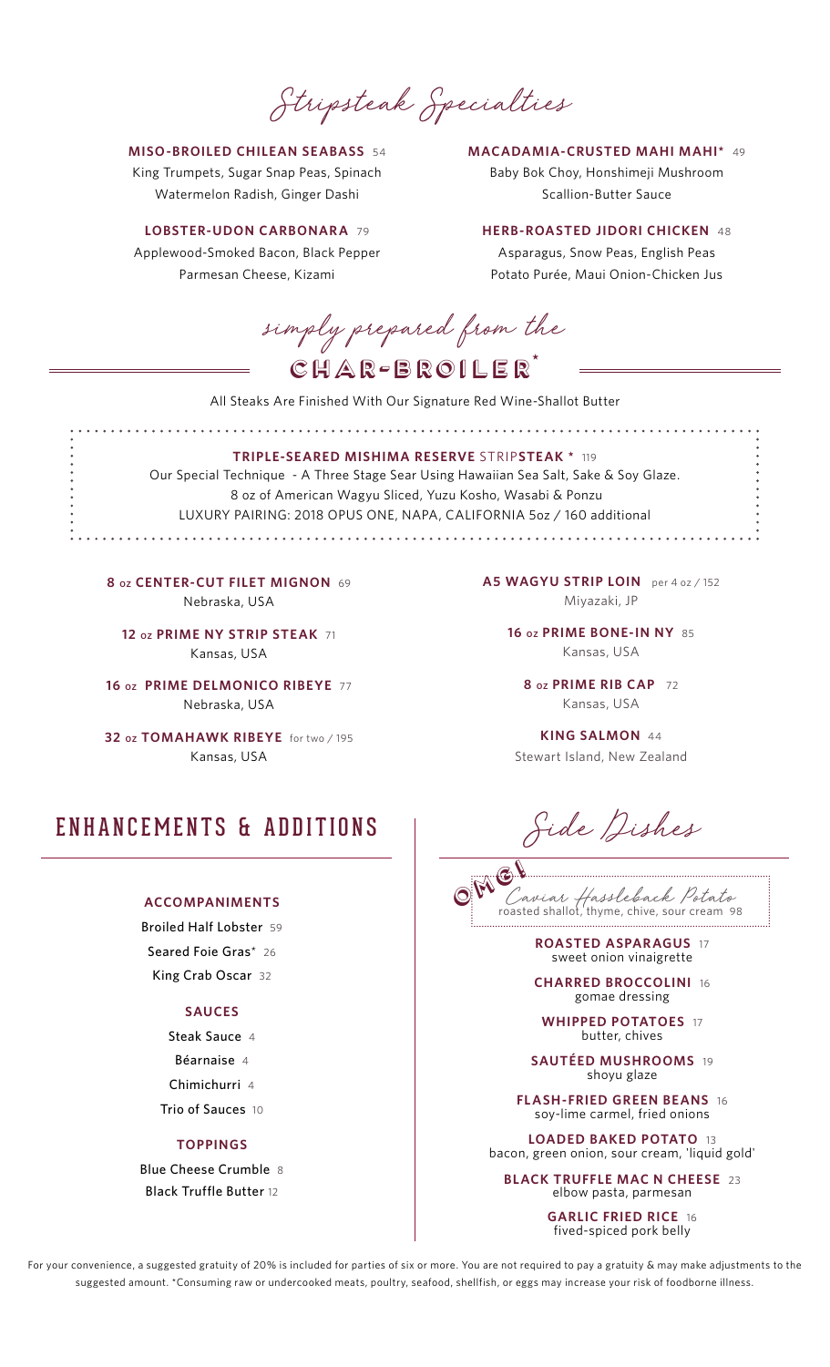# Stripsteak Specialties

**MISO-BROILED CHILEAN SEABASS** 54
King Trumpets, Sugar Snap Peas, Spinach
Watermelon Radish, Ginger Dashi

**LOBSTER-UDON CARBONARA** 79
Applewood-Smoked Bacon, Black Pepper
Parmesan Cheese, Kizami

**MACADAMIA-CRUSTED MAHI MAHI*** 49
Baby Bok Choy, Honshimeji Mushroom
Scallion-Butter Sauce

**HERB-ROASTED JIDORI CHICKEN** 48
Asparagus, Snow Peas, English Peas
Potato Purée, Maui Onion-Chicken Jus

# simply prepared from the CHAR-BROILER*

All Steaks Are Finished With Our Signature Red Wine-Shallot Butter

**TRIPLE-SEARED MISHIMA RESERVE** STRIP**STEAK** * 119
Our Special Technique - A Three Stage Sear Using Hawaiian Sea Salt, Sake & Soy Glaze.
8 oz of American Wagyu Sliced, Yuzu Kosho, Wasabi & Ponzu
LUXURY PAIRING: 2018 OPUS ONE, NAPA, CALIFORNIA 5oz / 160 additional

**8 oz CENTER-CUT FILET MIGNON** 69
Nebraska, USA

**12 oz PRIME NY STRIP STEAK** 71
Kansas, USA

**16 oz PRIME DELMONICO RIBEYE** 77
Nebraska, USA

**32 oz TOMAHAWK RIBEYE** for two / 195
Kansas, USA

**A5 WAGYU STRIP LOIN** per 4 oz / 152
Miyazaki, JP

**16 oz PRIME BONE-IN NY** 85
Kansas, USA

**8 oz PRIME RIB CAP** 72
Kansas, USA

**KING SALMON** 44
Stewart Island, New Zealand

## ENHANCEMENTS & ADDITIONS

### ACCOMPANIMENTS

Broiled Half Lobster 59
Seared Foie Gras* 26
King Crab Oscar 32

### SAUCES

Steak Sauce 4
Béarnaise 4
Chimichurri 4
Trio of Sauces 10

### TOPPINGS

Blue Cheese Crumble 8
Black Truffle Butter 12

## Side Dishes

**OMG!** *Caviar Hassleback Potato*
roasted shallot, thyme, chive, sour cream 98

**ROASTED ASPARAGUS** 17
sweet onion vinaigrette

**CHARRED BROCCOLINI** 16
gomae dressing

**WHIPPED POTATOES** 17
butter, chives

**SAUTÉED MUSHROOMS** 19
shoyu glaze

**FLASH-FRIED GREEN BEANS** 16
soy-lime carmel, fried onions

**LOADED BAKED POTATO** 13
bacon, green onion, sour cream, 'liquid gold'

**BLACK TRUFFLE MAC N CHEESE** 23
elbow pasta, parmesan

**GARLIC FRIED RICE** 16
fived-spiced pork belly

For your convenience, a suggested gratuity of 20% is included for parties of six or more. You are not required to pay a gratuity & may make adjustments to the suggested amount. *Consuming raw or undercooked meats, poultry, seafood, shellfish, or eggs may increase your risk of foodborne illness.